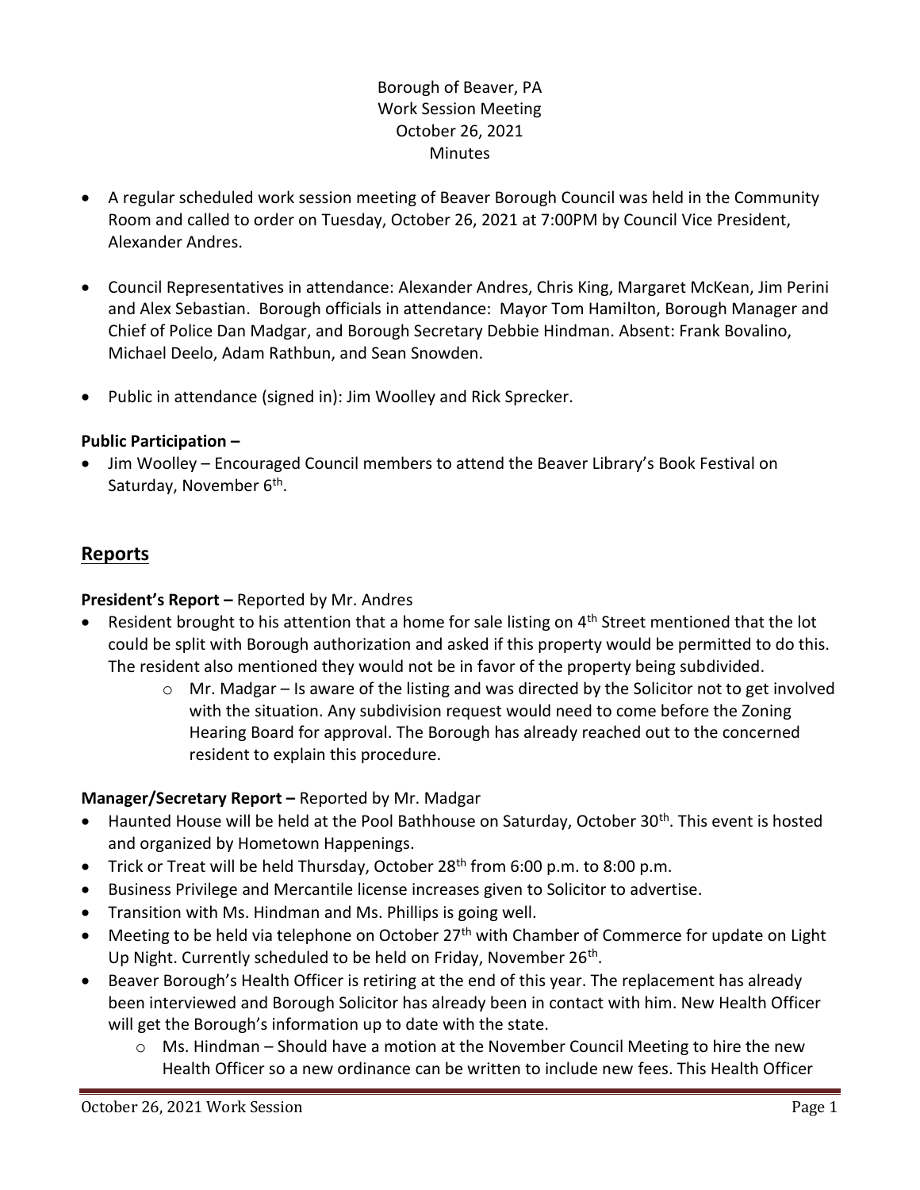Borough of Beaver, PA
Work Session Meeting
October 26, 2021
Minutes

- A regular scheduled work session meeting of Beaver Borough Council was held in the Community Room and called to order on Tuesday, October 26, 2021 at 7:00PM by Council Vice President, Alexander Andres.
- Council Representatives in attendance: Alexander Andres, Chris King, Margaret McKean, Jim Perini and Alex Sebastian. Borough officials in attendance: Mayor Tom Hamilton, Borough Manager and Chief of Police Dan Madgar, and Borough Secretary Debbie Hindman. Absent: Frank Bovalino, Michael Deelo, Adam Rathbun, and Sean Snowden.
- Public in attendance (signed in): Jim Woolley and Rick Sprecker.

**Public Participation –**

- Jim Woolley – Encouraged Council members to attend the Beaver Library's Book Festival on Saturday, November 6th.

## Reports

**President's Report –** Reported by Mr. Andres

- Resident brought to his attention that a home for sale listing on 4th Street mentioned that the lot could be split with Borough authorization and asked if this property would be permitted to do this. The resident also mentioned they would not be in favor of the property being subdivided.
  - Mr. Madgar – Is aware of the listing and was directed by the Solicitor not to get involved with the situation. Any subdivision request would need to come before the Zoning Hearing Board for approval. The Borough has already reached out to the concerned resident to explain this procedure.

**Manager/Secretary Report –** Reported by Mr. Madgar

- Haunted House will be held at the Pool Bathhouse on Saturday, October 30th. This event is hosted and organized by Hometown Happenings.
- Trick or Treat will be held Thursday, October 28th from 6:00 p.m. to 8:00 p.m.
- Business Privilege and Mercantile license increases given to Solicitor to advertise.
- Transition with Ms. Hindman and Ms. Phillips is going well.
- Meeting to be held via telephone on October 27th with Chamber of Commerce for update on Light Up Night. Currently scheduled to be held on Friday, November 26th.
- Beaver Borough's Health Officer is retiring at the end of this year. The replacement has already been interviewed and Borough Solicitor has already been in contact with him. New Health Officer will get the Borough's information up to date with the state.
  - Ms. Hindman – Should have a motion at the November Council Meeting to hire the new Health Officer so a new ordinance can be written to include new fees. This Health Officer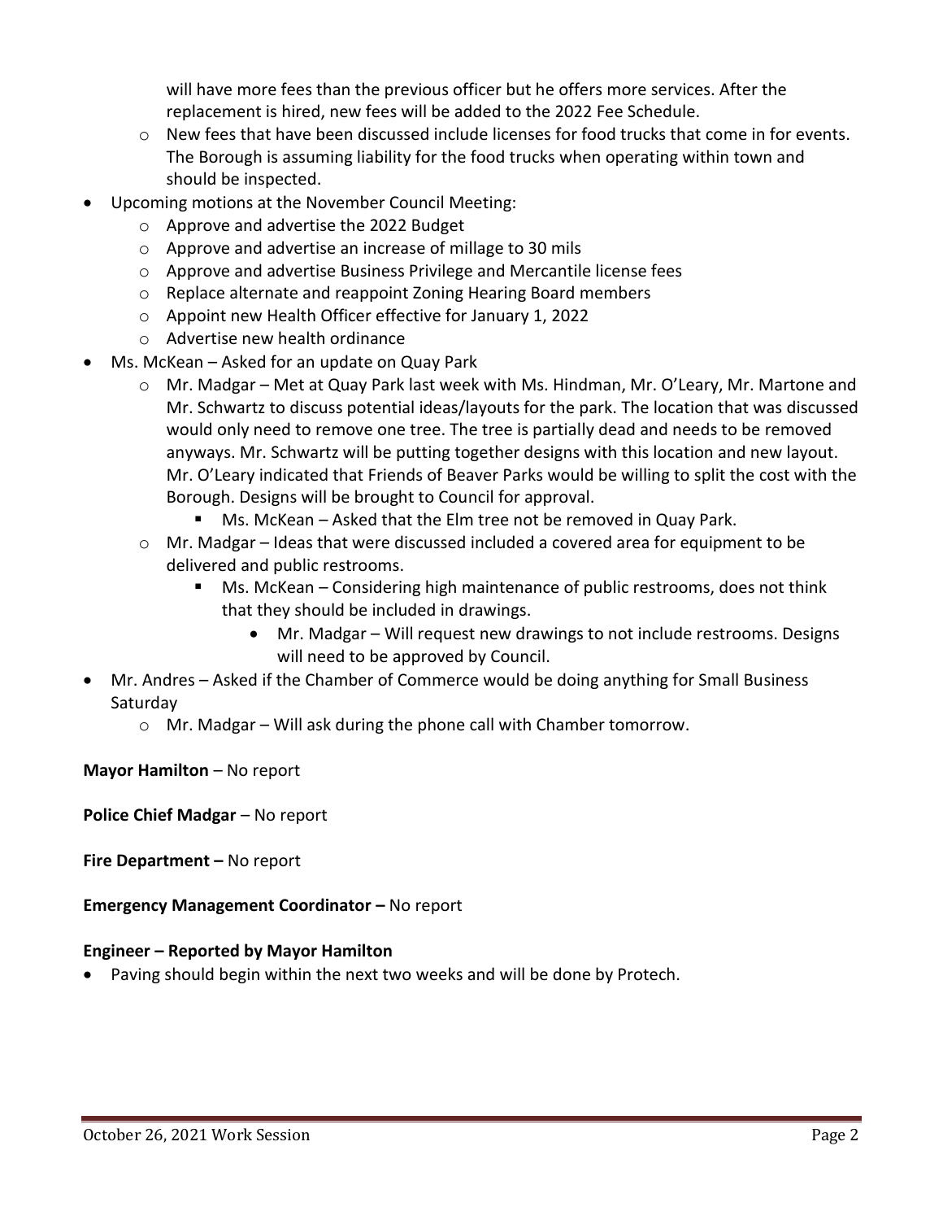will have more fees than the previous officer but he offers more services. After the replacement is hired, new fees will be added to the 2022 Fee Schedule.
  - New fees that have been discussed include licenses for food trucks that come in for events. The Borough is assuming liability for the food trucks when operating within town and should be inspected.
- Upcoming motions at the November Council Meeting:
  - Approve and advertise the 2022 Budget
  - Approve and advertise an increase of millage to 30 mils
  - Approve and advertise Business Privilege and Mercantile license fees
  - Replace alternate and reappoint Zoning Hearing Board members
  - Appoint new Health Officer effective for January 1, 2022
  - Advertise new health ordinance
- Ms. McKean – Asked for an update on Quay Park
  - Mr. Madgar – Met at Quay Park last week with Ms. Hindman, Mr. O'Leary, Mr. Martone and Mr. Schwartz to discuss potential ideas/layouts for the park. The location that was discussed would only need to remove one tree. The tree is partially dead and needs to be removed anyways. Mr. Schwartz will be putting together designs with this location and new layout. Mr. O'Leary indicated that Friends of Beaver Parks would be willing to split the cost with the Borough. Designs will be brought to Council for approval.
    - Ms. McKean – Asked that the Elm tree not be removed in Quay Park.
  - Mr. Madgar – Ideas that were discussed included a covered area for equipment to be delivered and public restrooms.
    - Ms. McKean – Considering high maintenance of public restrooms, does not think that they should be included in drawings.
      - Mr. Madgar – Will request new drawings to not include restrooms. Designs will need to be approved by Council.
- Mr. Andres – Asked if the Chamber of Commerce would be doing anything for Small Business Saturday
  - Mr. Madgar – Will ask during the phone call with Chamber tomorrow.

**Mayor Hamilton** – No report

**Police Chief Madgar** – No report

**Fire Department –** No report

**Emergency Management Coordinator –** No report

**Engineer – Reported by Mayor Hamilton**

- Paving should begin within the next two weeks and will be done by Protech.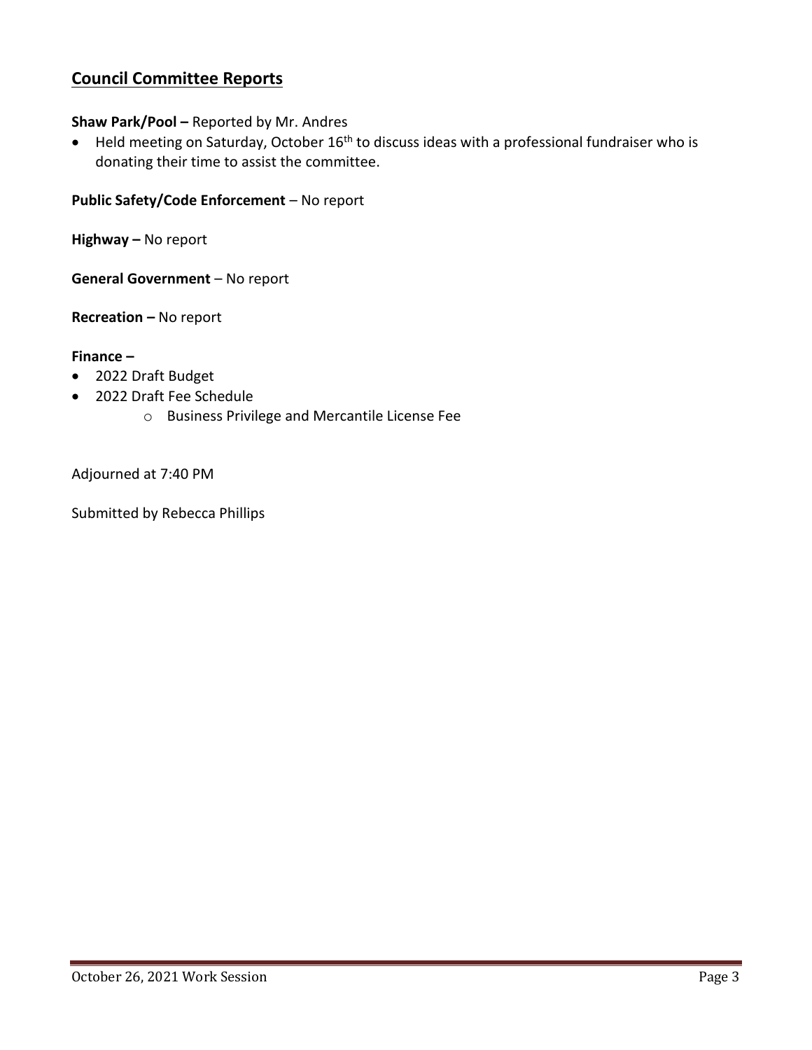## Council Committee Reports

**Shaw Park/Pool –** Reported by Mr. Andres

- Held meeting on Saturday, October 16th to discuss ideas with a professional fundraiser who is donating their time to assist the committee.

**Public Safety/Code Enforcement** – No report

**Highway –** No report

**General Government** – No report

**Recreation –** No report

**Finance –**

- 2022 Draft Budget
- 2022 Draft Fee Schedule
    - Business Privilege and Mercantile License Fee

Adjourned at 7:40 PM

Submitted by Rebecca Phillips